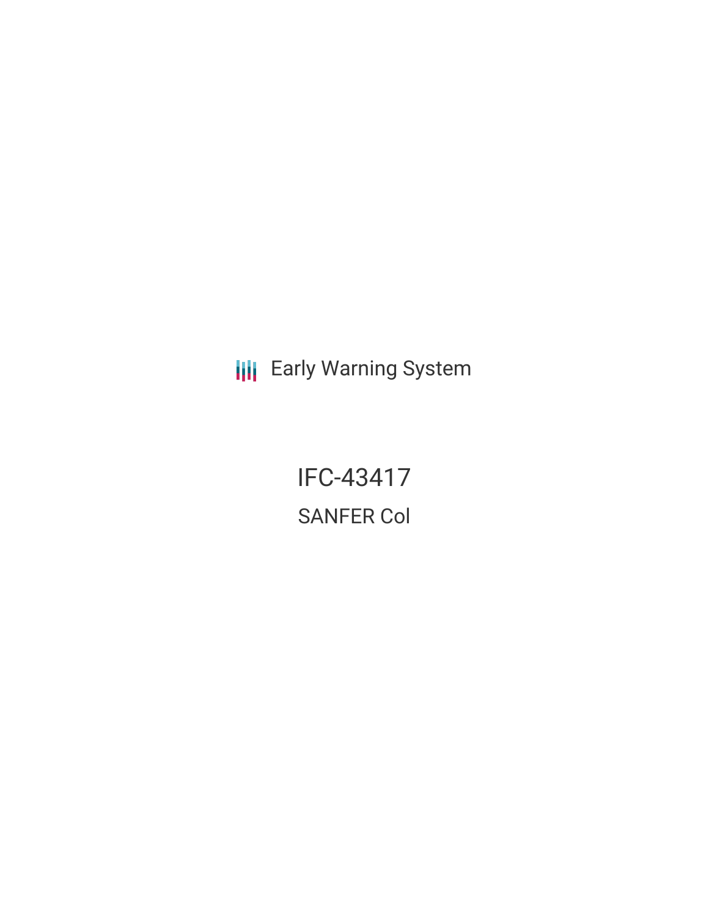Early Warning System

# IFC-43417

## SANFER Col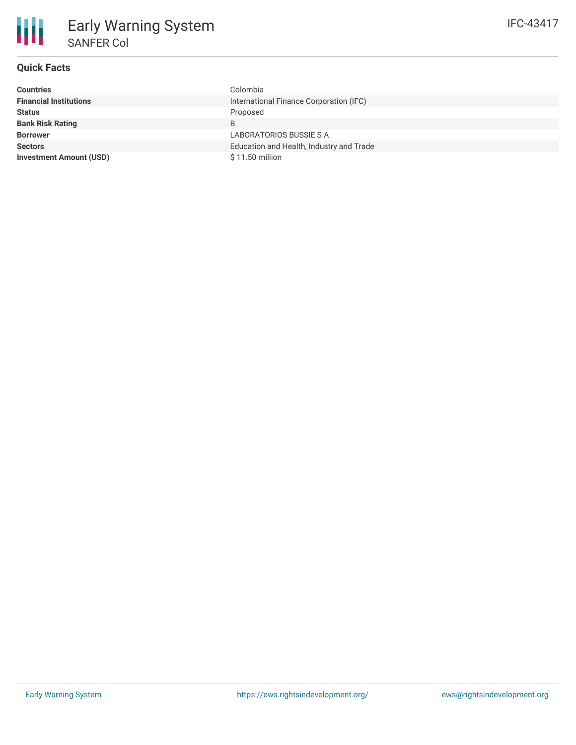# Early Warning System

## SANFER Col

IFC-43417

### Quick Facts

| | |
|---|---|
| **Countries** | Colombia |
| **Financial Institutions** | International Finance Corporation (IFC) |
| **Status** | Proposed |
| **Bank Risk Rating** | B |
| **Borrower** | LABORATORIOS BUSSIE S A |
| **Sectors** | Education and Health, Industry and Trade |
| **Investment Amount (USD)** | $ 11.50 million |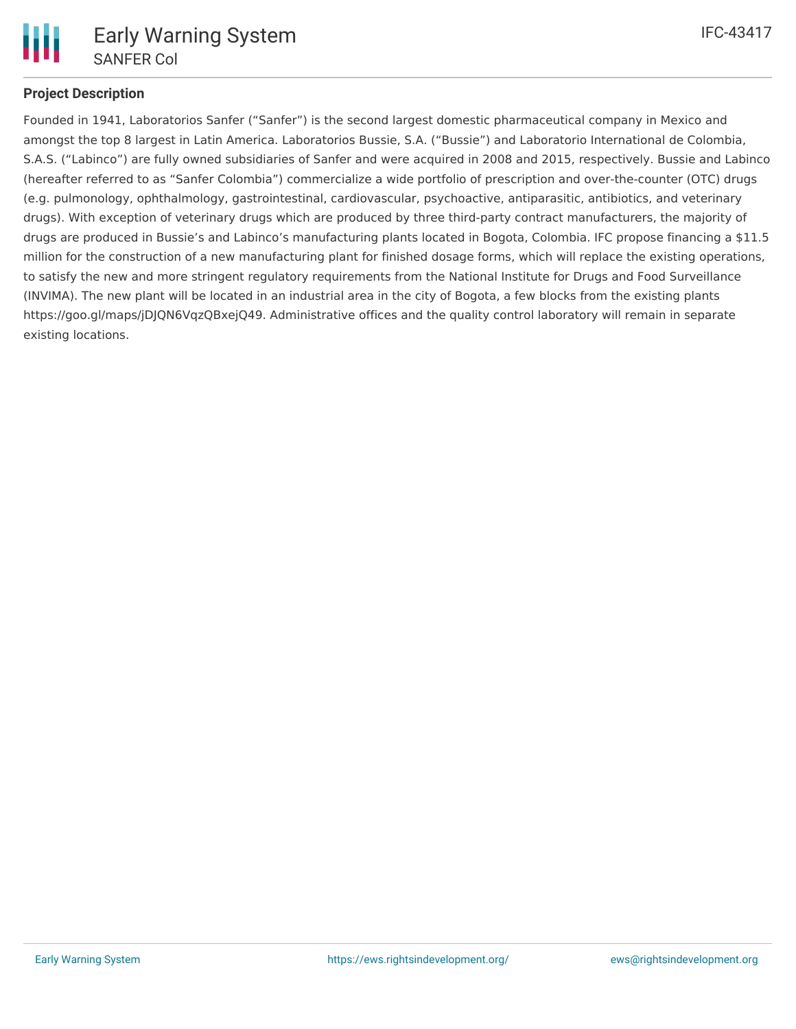## Project Description

Founded in 1941, Laboratorios Sanfer ("Sanfer") is the second largest domestic pharmaceutical company in Mexico and amongst the top 8 largest in Latin America. Laboratorios Bussie, S.A. ("Bussie") and Laboratorio International de Colombia, S.A.S. ("Labinco") are fully owned subsidiaries of Sanfer and were acquired in 2008 and 2015, respectively. Bussie and Labinco (hereafter referred to as "Sanfer Colombia") commercialize a wide portfolio of prescription and over-the-counter (OTC) drugs (e.g. pulmonology, ophthalmology, gastrointestinal, cardiovascular, psychoactive, antiparasitic, antibiotics, and veterinary drugs). With exception of veterinary drugs which are produced by three third-party contract manufacturers, the majority of drugs are produced in Bussie's and Labinco's manufacturing plants located in Bogota, Colombia. IFC propose financing a $11.5 million for the construction of a new manufacturing plant for finished dosage forms, which will replace the existing operations, to satisfy the new and more stringent regulatory requirements from the National Institute for Drugs and Food Surveillance (INVIMA). The new plant will be located in an industrial area in the city of Bogota, a few blocks from the existing plants https://goo.gl/maps/jDJQN6VqzQBxejQ49. Administrative offices and the quality control laboratory will remain in separate existing locations.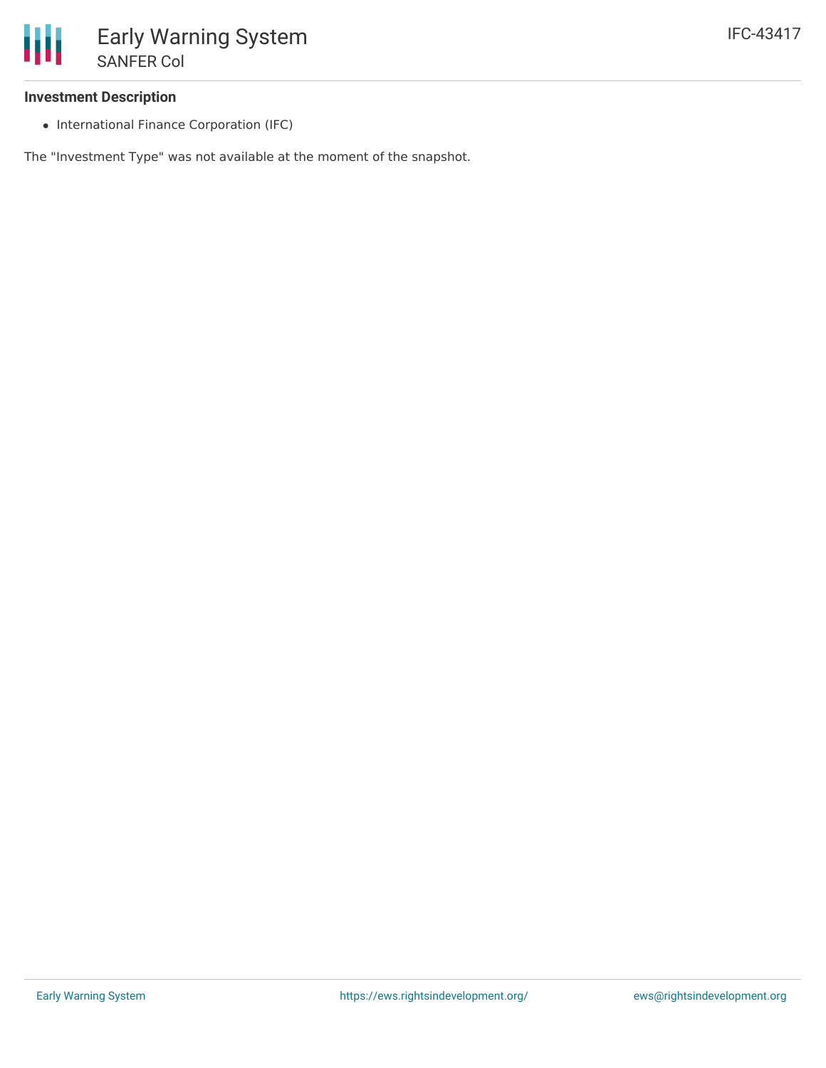**Investment Description**

- International Finance Corporation (IFC)

The "Investment Type" was not available at the moment of the snapshot.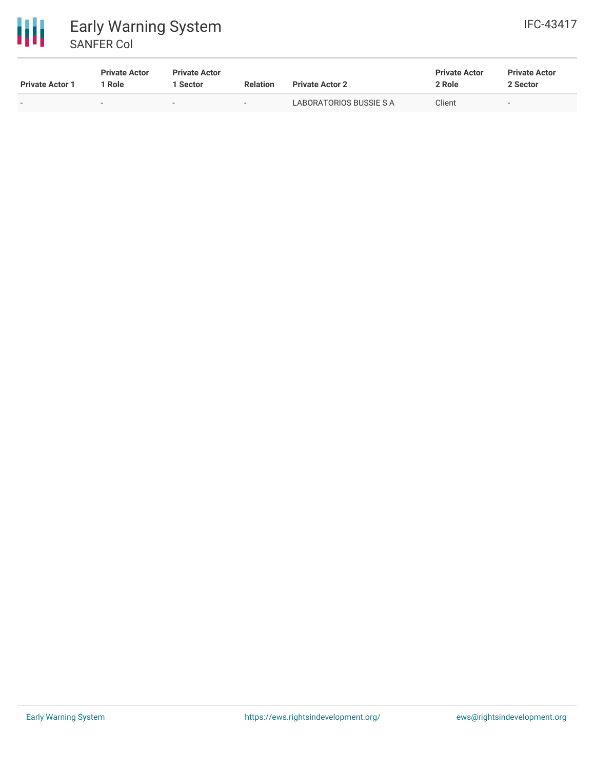| Private Actor 1 | Private Actor 1 Role | Private Actor 1 Sector | Relation | Private Actor 2 | Private Actor 2 Role | Private Actor 2 Sector |
|---|---|---|---|---|---|---|
| - | - | - | - | LABORATORIOS BUSSIE S A | Client | - |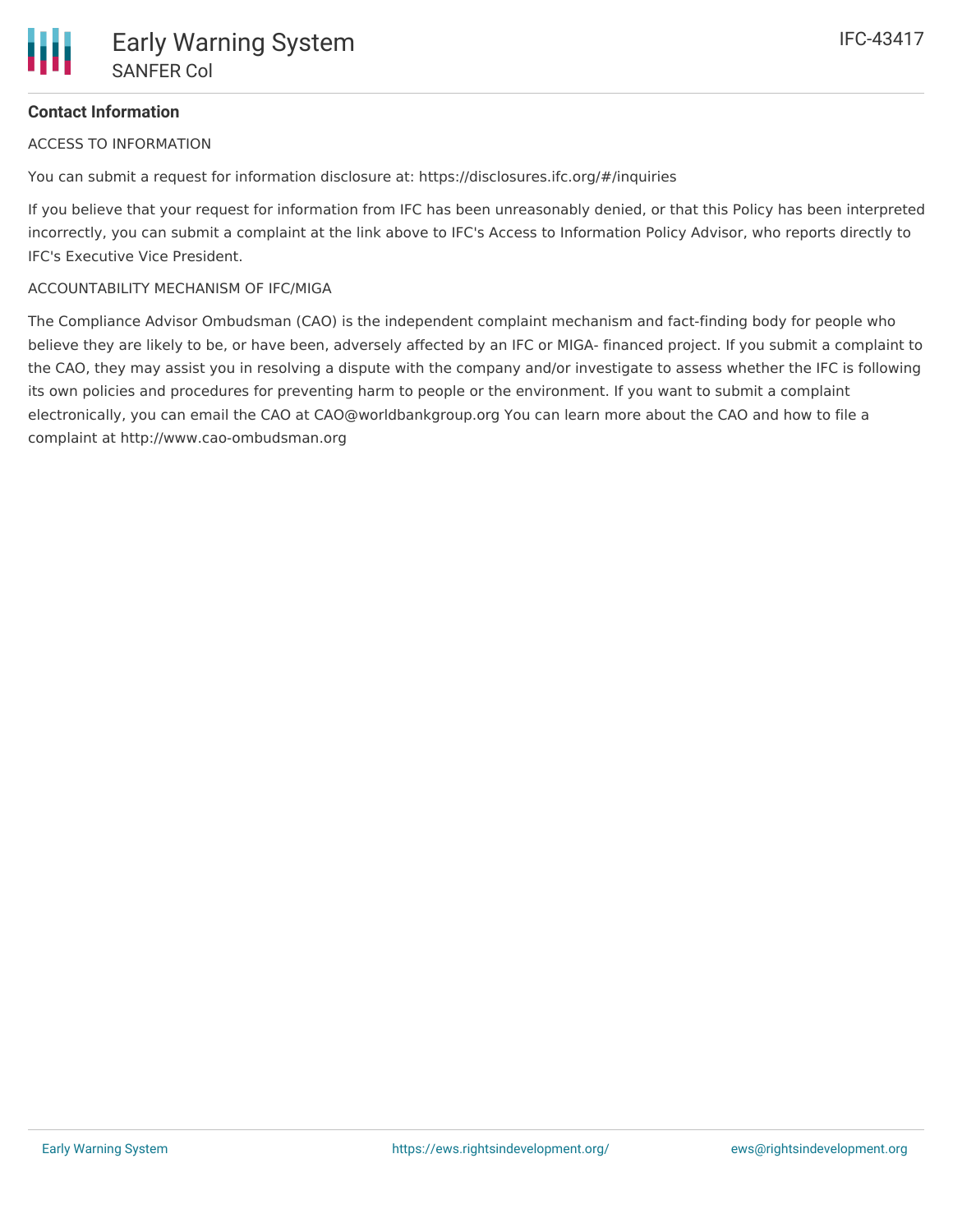## Contact Information

ACCESS TO INFORMATION

You can submit a request for information disclosure at: https://disclosures.ifc.org/#/inquiries

If you believe that your request for information from IFC has been unreasonably denied, or that this Policy has been interpreted incorrectly, you can submit a complaint at the link above to IFC's Access to Information Policy Advisor, who reports directly to IFC's Executive Vice President.

ACCOUNTABILITY MECHANISM OF IFC/MIGA

The Compliance Advisor Ombudsman (CAO) is the independent complaint mechanism and fact-finding body for people who believe they are likely to be, or have been, adversely affected by an IFC or MIGA- financed project. If you submit a complaint to the CAO, they may assist you in resolving a dispute with the company and/or investigate to assess whether the IFC is following its own policies and procedures for preventing harm to people or the environment. If you want to submit a complaint electronically, you can email the CAO at CAO@worldbankgroup.org You can learn more about the CAO and how to file a complaint at http://www.cao-ombudsman.org